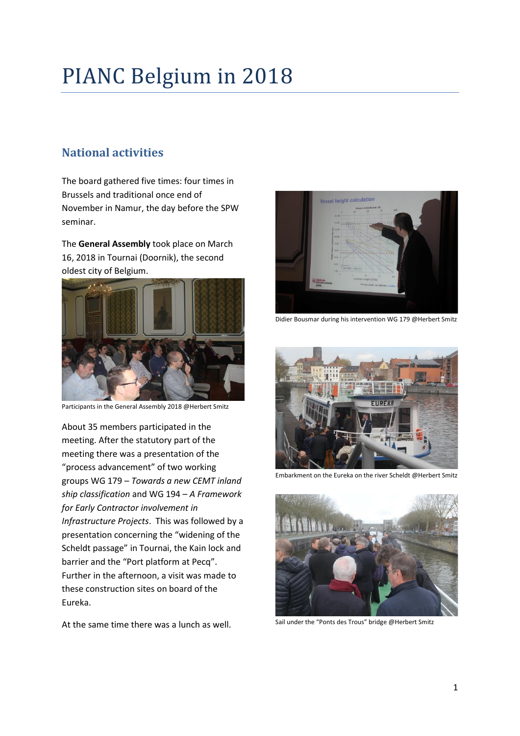# PIANC Belgium in 2018

## National activities

The board gathered five times: four times in Brussels and traditional once end of November in Namur, the day before the SPW seminar.

The **General Assembly** took place on March 16, 2018 in Tournai (Doornik), the second oldest city of Belgium.

Participants in the General Assembly 2018 @Herbert Smitz

About 35 members participated in the meeting. After the statutory part of the meeting there was a presentation of the "process advancement" of two working groups WG 179 – *Towards a new CEMT inland ship classification* and WG 194 – *A Framework for Early Contractor involvement in Infrastructure Projects*. This was followed by a presentation concerning the "widening of the Scheldt passage" in Tournai, the Kain lock and barrier and the "Port platform at Pecq". Further in the afternoon, a visit was made to these construction sites on board of the Eureka.

At the same time there was a lunch as well.

Didier Bousmar during his intervention WG 179 @Herbert Smitz

Embarkment on the Eureka on the river Scheldt @Herbert Smitz

Sail under the "Ponts des Trous" bridge @Herbert Smitz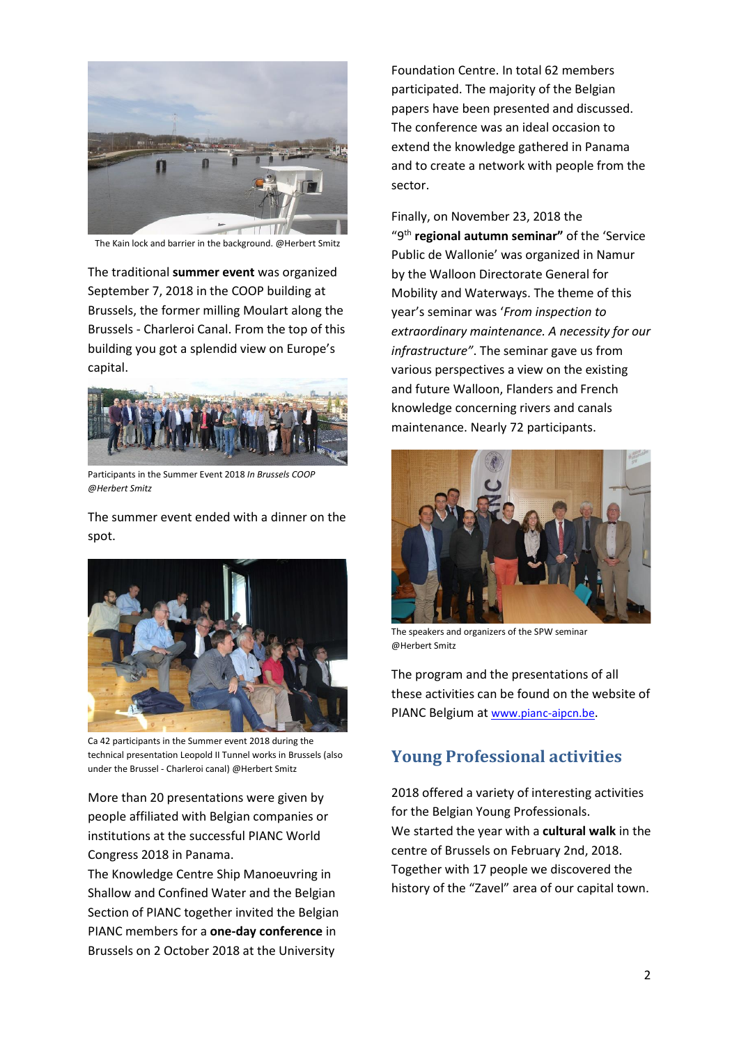The Kain lock and barrier in the background. @Herbert Smitz

The traditional **summer event** was organized September 7, 2018 in the COOP building at Brussels, the former milling Moulart along the Brussels - Charleroi Canal. From the top of this building you got a splendid view on Europe's capital.

Participants in the Summer Event 2018 *In Brussels COOP @Herbert Smitz*

The summer event ended with a dinner on the spot.

Ca 42 participants in the Summer event 2018 during the technical presentation Leopold II Tunnel works in Brussels (also under the Brussel - Charleroi canal) @Herbert Smitz

More than 20 presentations were given by people affiliated with Belgian companies or institutions at the successful PIANC World Congress 2018 in Panama.

The Knowledge Centre Ship Manoeuvring in Shallow and Confined Water and the Belgian Section of PIANC together invited the Belgian PIANC members for a **one-day conference** in Brussels on 2 October 2018 at the University Foundation Centre. In total 62 members participated. The majority of the Belgian papers have been presented and discussed. The conference was an ideal occasion to extend the knowledge gathered in Panama and to create a network with people from the sector.

Finally, on November 23, 2018 the "9th **regional autumn seminar"** of the 'Service Public de Wallonie' was organized in Namur by the Walloon Directorate General for Mobility and Waterways. The theme of this year's seminar was '*From inspection to extraordinary maintenance. A necessity for our infrastructure"*. The seminar gave us from various perspectives a view on the existing and future Walloon, Flanders and French knowledge concerning rivers and canals maintenance. Nearly 72 participants.

The speakers and organizers of the SPW seminar @Herbert Smitz

The program and the presentations of all these activities can be found on the website of PIANC Belgium at www.pianc-aipcn.be.

## Young Professional activities

2018 offered a variety of interesting activities for the Belgian Young Professionals.
We started the year with a **cultural walk** in the centre of Brussels on February 2nd, 2018. Together with 17 people we discovered the history of the "Zavel" area of our capital town.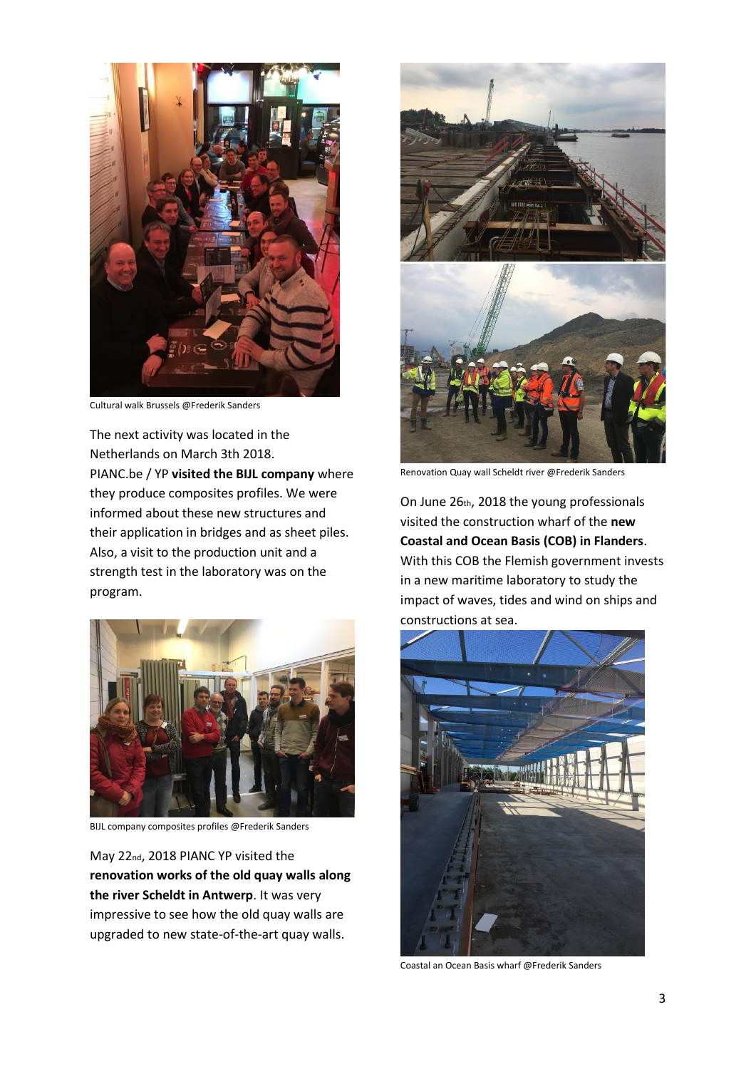Cultural walk Brussels @Frederik Sanders

The next activity was located in the Netherlands on March 3th 2018. PIANC.be / YP **visited the BIJL company** where they produce composites profiles. We were informed about these new structures and their application in bridges and as sheet piles. Also, a visit to the production unit and a strength test in the laboratory was on the program.

BIJL company composites profiles @Frederik Sanders

May 22nd, 2018 PIANC YP visited the **renovation works of the old quay walls along the river Scheldt in Antwerp**. It was very impressive to see how the old quay walls are upgraded to new state-of-the-art quay walls.

Renovation Quay wall Scheldt river @Frederik Sanders

On June 26th, 2018 the young professionals visited the construction wharf of the **new Coastal and Ocean Basis (COB) in Flanders**. With this COB the Flemish government invests in a new maritime laboratory to study the impact of waves, tides and wind on ships and constructions at sea.

Coastal an Ocean Basis wharf @Frederik Sanders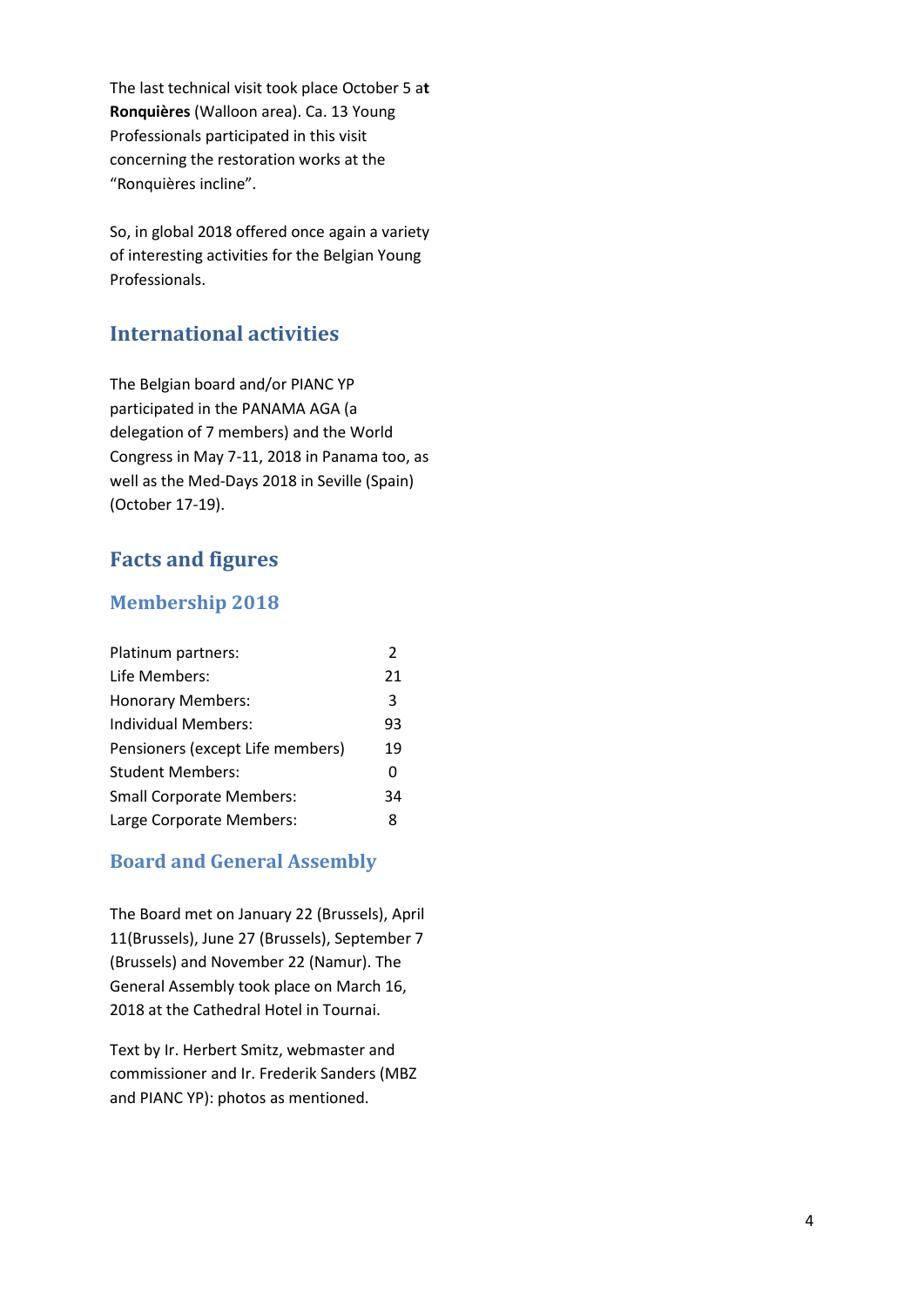The last technical visit took place October 5 at **Ronquières** (Walloon area). Ca. 13 Young Professionals participated in this visit concerning the restoration works at the "Ronquières incline".

So, in global 2018 offered once again a variety of interesting activities for the Belgian Young Professionals.

## International activities

The Belgian board and/or PIANC YP participated in the PANAMA AGA (a delegation of 7 members) and the World Congress in May 7-11, 2018 in Panama too, as well as the Med-Days 2018 in Seville (Spain) (October 17-19).

## Facts and figures

### Membership 2018

| | |
|---|---|
| Platinum partners: | 2 |
| Life Members: | 21 |
| Honorary Members: | 3 |
| Individual Members: | 93 |
| Pensioners (except Life members) | 19 |
| Student Members: | 0 |
| Small Corporate Members: | 34 |
| Large Corporate Members: | 8 |

### Board and General Assembly

The Board met on January 22 (Brussels), April 11(Brussels), June 27 (Brussels), September 7 (Brussels) and November 22 (Namur). The General Assembly took place on March 16, 2018 at the Cathedral Hotel in Tournai.

Text by Ir. Herbert Smitz, webmaster and commissioner and Ir. Frederik Sanders (MBZ and PIANC YP): photos as mentioned.